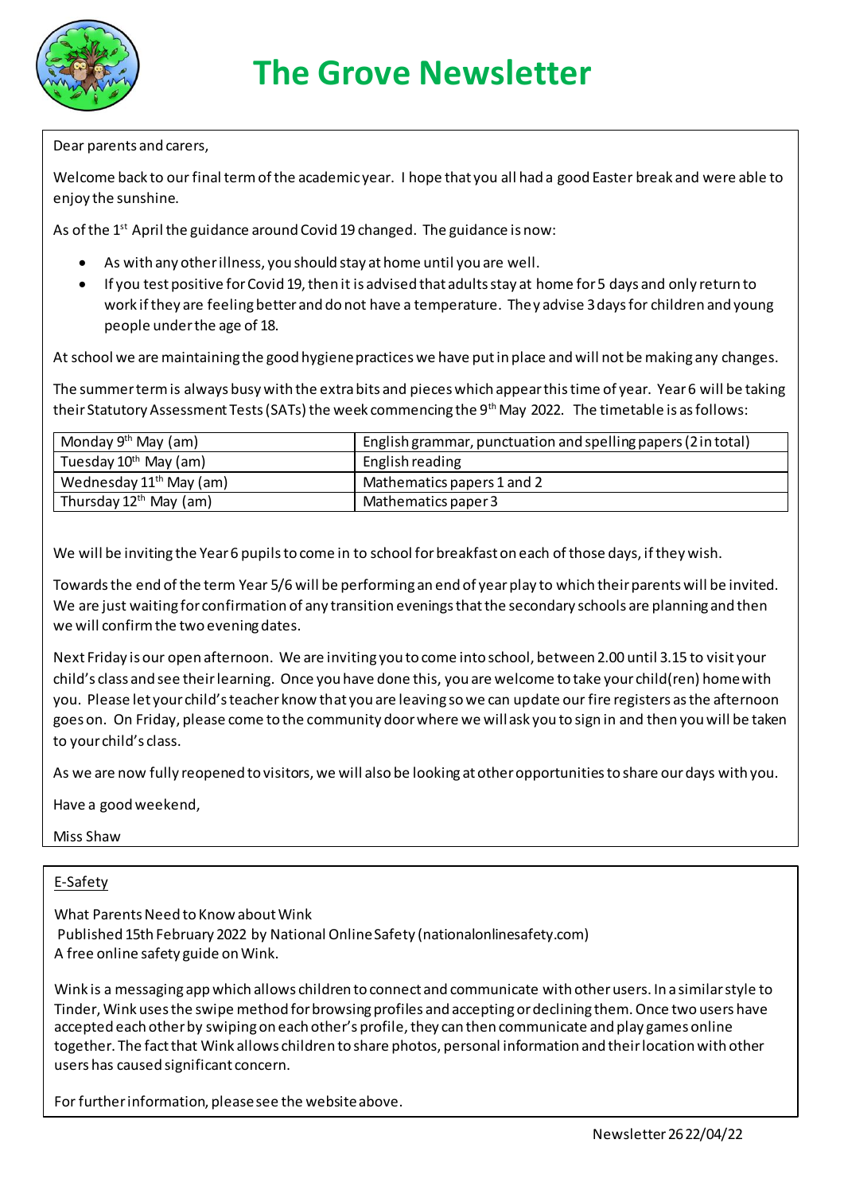# The Grove Newsletter

Dear parents and carers,

Welcome back to our final term of the academic year. I hope that you all had a good Easter break and were able to enjoy the sunshine.

As of the 1st April the guidance around Covid 19 changed. The guidance is now:

- As with any other illness, you should stay at home until you are well.
- If you test positive for Covid 19, then it is advised that adults stay at home for 5 days and only return to work if they are feeling better and do not have a temperature. They advise 3 days for children and young people under the age of 18.

At school we are maintaining the good hygiene practices we have put in place and will not be making any changes.

The summer term is always busy with the extra bits and pieces which appear this time of year. Year 6 will be taking their Statutory Assessment Tests (SATs) the week commencing the 9th May 2022. The timetable is as follows:

| | |
|---|---|
| Monday 9th May (am) | English grammar, punctuation and spelling papers (2 in total) |
| Tuesday 10th May (am) | English reading |
| Wednesday 11th May (am) | Mathematics papers 1 and 2 |
| Thursday 12th May (am) | Mathematics paper 3 |

We will be inviting the Year 6 pupils to come in to school for breakfast on each of those days, if they wish.

Towards the end of the term Year 5/6 will be performing an end of year play to which their parents will be invited. We are just waiting for confirmation of any transition evenings that the secondary schools are planning and then we will confirm the two evening dates.

Next Friday is our open afternoon. We are inviting you to come into school, between 2.00 until 3.15 to visit your child's class and see their learning. Once you have done this, you are welcome to take your child(ren) home with you. Please let your child's teacher know that you are leaving so we can update our fire registers as the afternoon goes on. On Friday, please come to the community door where we will ask you to sign in and then you will be taken to your child's class.

As we are now fully reopened to visitors, we will also be looking at other opportunities to share our days with you.

Have a good weekend,

Miss Shaw

## E-Safety

What Parents Need to Know about Wink
Published 15th February 2022 by National Online Safety (nationalonlinesafety.com)
A free online safety guide on Wink.

Wink is a messaging app which allows children to connect and communicate with other users. In a similar style to Tinder, Wink uses the swipe method for browsing profiles and accepting or declining them. Once two users have accepted each other by swiping on each other's profile, they can then communicate and play games online together. The fact that Wink allows children to share photos, personal information and their location with other users has caused significant concern.

For further information, please see the website above.

Newsletter 26 22/04/22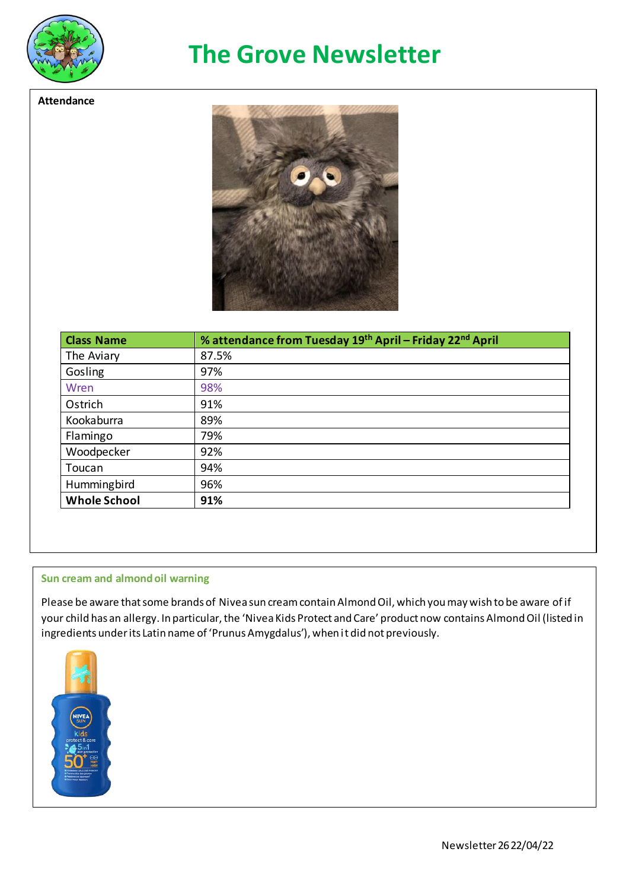# The Grove Newsletter

**Attendance**

| Class Name | % attendance from Tuesday 19th April – Friday 22nd April |
|---|---|
| The Aviary | 87.5% |
| Gosling | 97% |
| Wren | 98% |
| Ostrich | 91% |
| Kookaburra | 89% |
| Flamingo | 79% |
| Woodpecker | 92% |
| Toucan | 94% |
| Hummingbird | 96% |
| **Whole School** | **91%** |

**Sun cream and almond oil warning**

Please be aware that some brands of Nivea sun cream contain Almond Oil, which you may wish to be aware of if your child has an allergy. In particular, the 'Nivea Kids Protect and Care' product now contains Almond Oil (listed in ingredients under its Latin name of 'Prunus Amygdalus'), when it did not previously.

Newsletter 26 22/04/22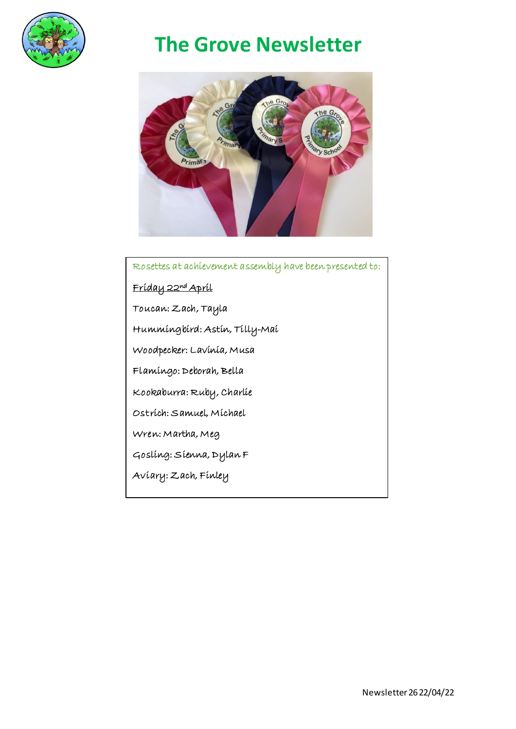# The Grove Newsletter

Rosettes at achievement assembly have been presented to:

Friday 22nd April

Toucan: Zach, Tayla

Hummingbird: Astin, Tilly-Mai

Woodpecker: Lavinia, Musa

Flamingo: Deborah, Bella

Kookaburra: Ruby, Charlie

Ostrich: Samuel, Michael

Wren: Martha, Meg

Gosling: Sienna, Dylan F

Aviary: Zach, Finley